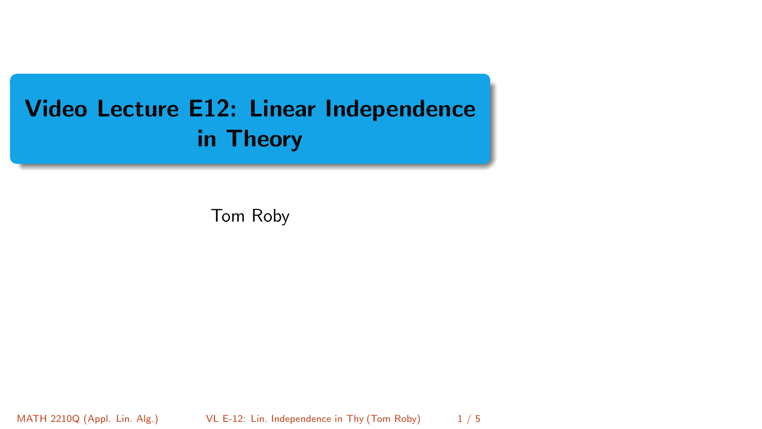# Video Lecture E12: Linear Independence in Theory

Tom Roby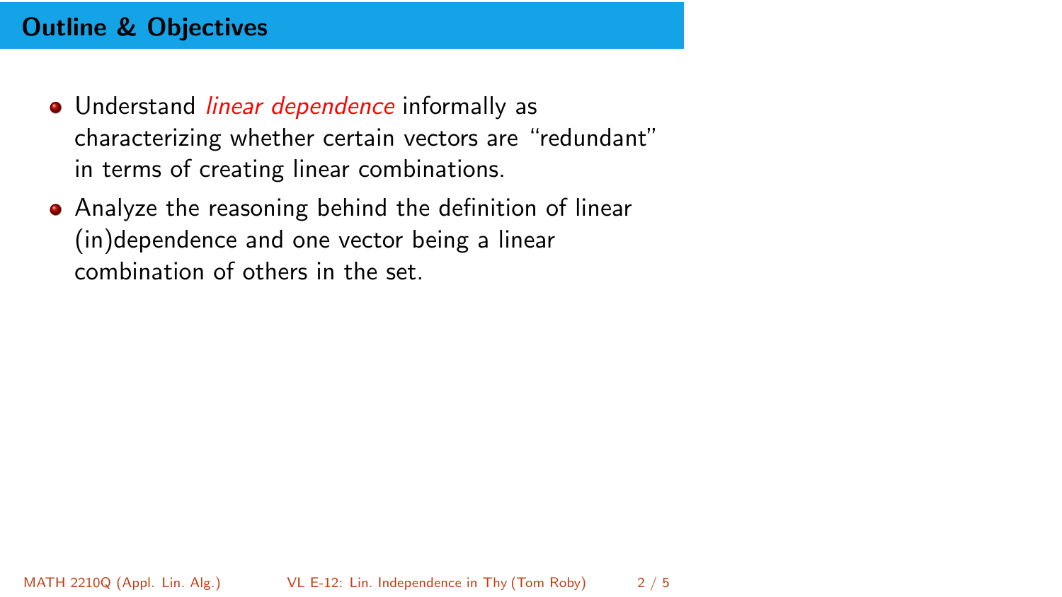# Outline & Objectives

- Understand *linear dependence* informally as characterizing whether certain vectors are "redundant" in terms of creating linear combinations.
- Analyze the reasoning behind the definition of linear (in)dependence and one vector being a linear combination of others in the set.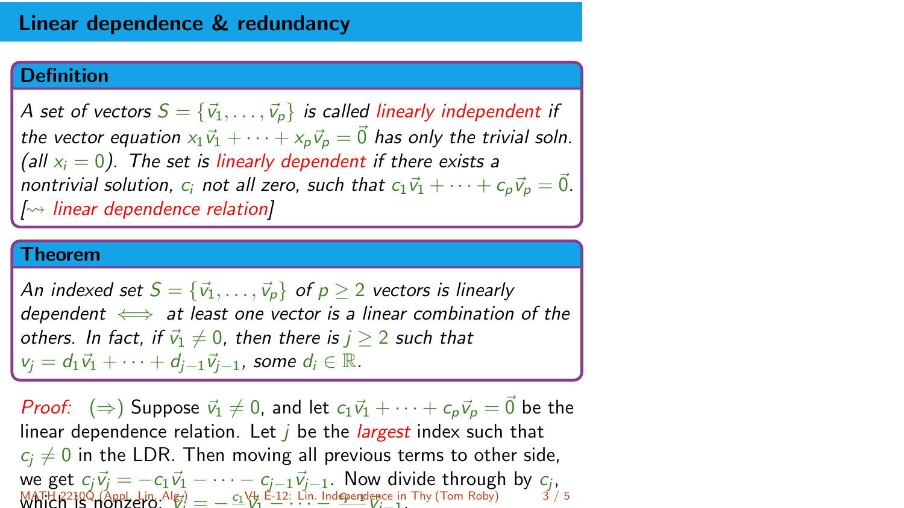# Linear dependence & redundancy

**Definition**

*A set of vectors $S = \{\vec{v}_1, \ldots, \vec{v}_p\}$ is called linearly independent if the vector equation $x_1\vec{v}_1 + \cdots + x_p\vec{v}_p = \vec{0}$ has only the trivial soln. (all $x_i = 0$). The set is linearly dependent if there exists a nontrivial solution, $c_i$ not all zero, such that $c_1\vec{v}_1 + \cdots + c_p\vec{v}_p = \vec{0}$. [$\rightsquigarrow$ linear dependence relation]*

**Theorem**

*An indexed set $S = \{\vec{v}_1, \ldots, \vec{v}_p\}$ of $p \geq 2$ vectors is linearly dependent $\iff$ at least one vector is a linear combination of the others. In fact, if $\vec{v}_1 \neq 0$, then there is $j \geq 2$ such that $v_j = d_1\vec{v}_1 + \cdots + d_{j-1}\vec{v}_{j-1}$, some $d_i \in \mathbb{R}$.*

*Proof:* $(\Rightarrow)$ Suppose $\vec{v}_1 \neq 0$, and let $c_1\vec{v}_1 + \cdots + c_p\vec{v}_p = \vec{0}$ be the linear dependence relation. Let $j$ be the *largest* index such that $c_j \neq 0$ in the LDR. Then moving all previous terms to other side, we get $c_j\vec{v}_j = -c_1\vec{v}_1 - \cdots - c_{j-1}\vec{v}_{j-1}$. Now divide through by $c_j$, which is nonzero: $\vec{v}_j = -\frac{c_1}{c_j}\vec{v}_1 - \cdots - \frac{c_{j-1}}{c_j}\vec{v}_{j-1}$.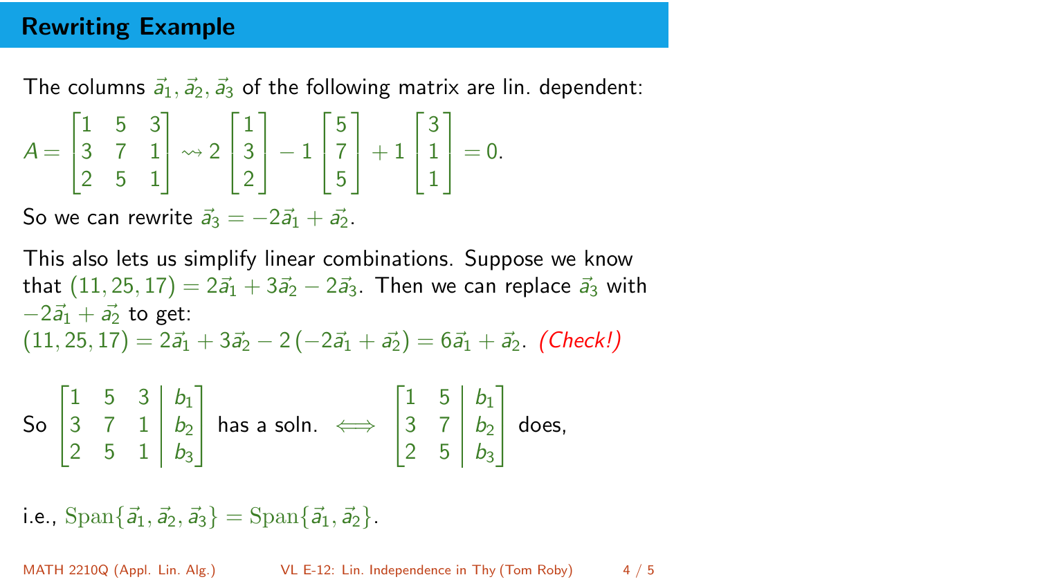## Rewriting Example

The columns $\vec{a}_1, \vec{a}_2, \vec{a}_3$ of the following matrix are lin. dependent:

$$A = \begin{bmatrix} 1 & 5 & 3 \\ 3 & 7 & 1 \\ 2 & 5 & 1 \end{bmatrix} \rightsquigarrow 2 \begin{bmatrix} 1 \\ 3 \\ 2 \end{bmatrix} - 1 \begin{bmatrix} 5 \\ 7 \\ 5 \end{bmatrix} + 1 \begin{bmatrix} 3 \\ 1 \\ 1 \end{bmatrix} = 0.$$

So we can rewrite $\vec{a}_3 = -2\vec{a}_1 + \vec{a}_2$.

This also lets us simplify linear combinations. Suppose we know that $(11, 25, 17) = 2\vec{a}_1 + 3\vec{a}_2 - 2\vec{a}_3$. Then we can replace $\vec{a}_3$ with $-2\vec{a}_1 + \vec{a}_2$ to get:
$(11, 25, 17) = 2\vec{a}_1 + 3\vec{a}_2 - 2\left(-2\vec{a}_1 + \vec{a}_2\right) = 6\vec{a}_1 + \vec{a}_2$. *(Check!)*

So $\left[\begin{array}{ccc|c} 1 & 5 & 3 & b_1 \\ 3 & 7 & 1 & b_2 \\ 2 & 5 & 1 & b_3 \end{array}\right]$ has a soln. $\iff$ $\left[\begin{array}{cc|c} 1 & 5 & b_1 \\ 3 & 7 & b_2 \\ 2 & 5 & b_3 \end{array}\right]$ does,

i.e., $\mathrm{Span}\{\vec{a}_1, \vec{a}_2, \vec{a}_3\} = \mathrm{Span}\{\vec{a}_1, \vec{a}_2\}$.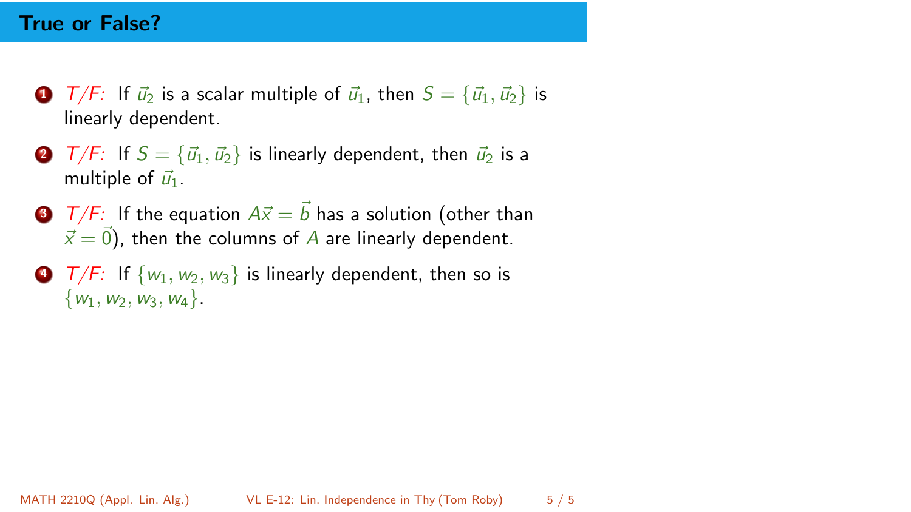## True or False?

1. *T/F:* If $\vec{u}_2$ is a scalar multiple of $\vec{u}_1$, then $S = \{\vec{u}_1, \vec{u}_2\}$ is linearly dependent.
2. *T/F:* If $S = \{\vec{u}_1, \vec{u}_2\}$ is linearly dependent, then $\vec{u}_2$ is a multiple of $\vec{u}_1$.
3. *T/F:* If the equation $A\vec{x} = \vec{b}$ has a solution (other than $\vec{x} = \vec{0}$), then the columns of $A$ are linearly dependent.
4. *T/F:* If $\{w_1, w_2, w_3\}$ is linearly dependent, then so is $\{w_1, w_2, w_3, w_4\}$.